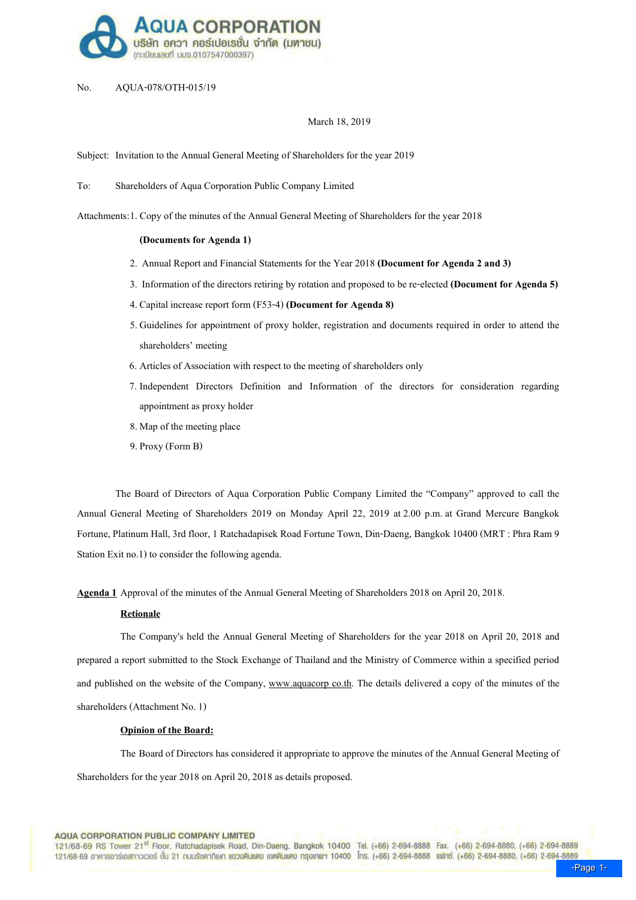# AQUA CORPORATION

บริษัท อควา คอร์เปอเรชั่น จำกัด (มหาชน)

(ทะเบียนเลขที่ บมจ.0107547000397)

No. AQUA-078/OTH-015/19

March 18, 2019

Subject: Invitation to the Annual General Meeting of Shareholders for the year 2019

To: Shareholders of Aqua Corporation Public Company Limited

Attachments:

1. Copy of the minutes of the Annual General Meeting of Shareholders for the year 2018 **(Documents for Agenda 1)**
2. Annual Report and Financial Statements for the Year 2018 **(Document for Agenda 2 and 3)**
3. Information of the directors retiring by rotation and proposed to be re-elected **(Document for Agenda 5)**
4. Capital increase report form (F53-4) **(Document for Agenda 8)**
5. Guidelines for appointment of proxy holder, registration and documents required in order to attend the shareholders' meeting
6. Articles of Association with respect to the meeting of shareholders only
7. Independent Directors Definition and Information of the directors for consideration regarding appointment as proxy holder
8. Map of the meeting place
9. Proxy (Form B)

The Board of Directors of Aqua Corporation Public Company Limited the "Company" approved to call the Annual General Meeting of Shareholders 2019 on Monday April 22, 2019 at 2.00 p.m. at Grand Mercure Bangkok Fortune, Platinum Hall, 3rd floor, 1 Ratchadapisek Road Fortune Town, Din-Daeng, Bangkok 10400 (MRT : Phra Ram 9 Station Exit no.1) to consider the following agenda.

**Agenda 1** Approval of the minutes of the Annual General Meeting of Shareholders 2018 on April 20, 2018.

**Retionale**

The Company's held the Annual General Meeting of Shareholders for the year 2018 on April 20, 2018 and prepared a report submitted to the Stock Exchange of Thailand and the Ministry of Commerce within a specified period and published on the website of the Company, www.aquacorp co.th. The details delivered a copy of the minutes of the shareholders (Attachment No. 1)

**Opinion of the Board:**

The Board of Directors has considered it appropriate to approve the minutes of the Annual General Meeting of Shareholders for the year 2018 on April 20, 2018 as details proposed.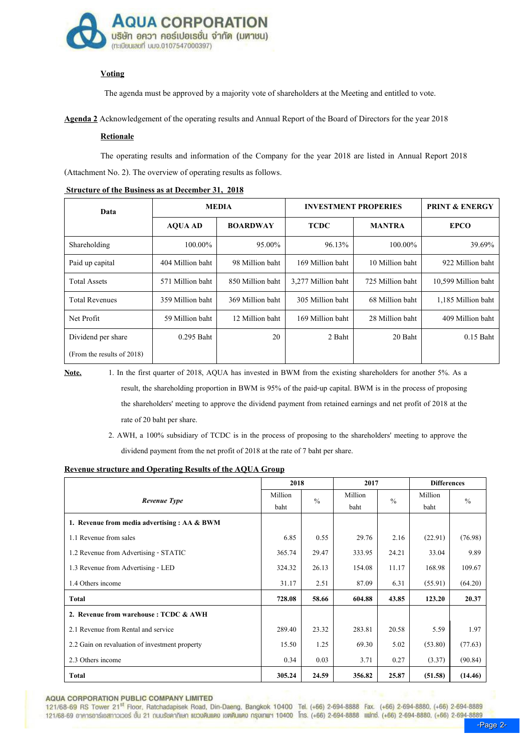**Voting**

The agenda must be approved by a majority vote of shareholders at the Meeting and entitled to vote.

**Agenda 2** Acknowledgement of the operating results and Annual Report of the Board of Directors for the year 2018

**Rationale**

The operating results and information of the Company for the year 2018 are listed in Annual Report 2018 (Attachment No. 2). The overview of operating results as follows.

**Structure of the Business as at December 31, 2018**

| Data | MEDIA | | INVESTMENT PROPERIES | | PRINT & ENERGY |
|---|---|---|---|---|---|
| | AQUA AD | BOARDWAY | TCDC | MANTRA | EPCO |
| Shareholding | 100.00% | 95.00% | 96.13% | 100.00% | 39.69% |
| Paid up capital | 404 Million baht | 98 Million baht | 169 Million baht | 10 Million baht | 922 Million baht |
| Total Assets | 571 Million baht | 850 Million baht | 3,277 Million baht | 725 Million baht | 10,599 Million baht |
| Total Revenues | 359 Million baht | 369 Million baht | 305 Million baht | 68 Million baht | 1,185 Million baht |
| Net Profit | 59 Million baht | 12 Million baht | 169 Million baht | 28 Million baht | 409 Million baht |
| Dividend per share (From the results of 2018) | 0.295 Baht | 20 | 2 Baht | 20 Baht | 0.15 Baht |

**Note.**

1. In the first quarter of 2018, AQUA has invested in BWM from the existing shareholders for another 5%. As a result, the shareholding proportion in BWM is 95% of the paid-up capital. BWM is in the process of proposing the shareholders' meeting to approve the dividend payment from retained earnings and net profit of 2018 at the rate of 20 baht per share.
2. AWH, a 100% subsidiary of TCDC is in the process of proposing to the shareholders' meeting to approve the dividend payment from the net profit of 2018 at the rate of 7 baht per share.

**Revenue structure and Operating Results of the AQUA Group**

| *Revenue Type* | 2018 | | 2017 | | Differences | |
|---|---|---|---|---|---|---|
| | Million baht | % | Million baht | % | Million baht | % |
| **1. Revenue from media advertising : AA & BWM** | | | | | | |
| 1.1 Revenue from sales | 6.85 | 0.55 | 29.76 | 2.16 | (22.91) | (76.98) |
| 1.2 Revenue from Advertising - STATIC | 365.74 | 29.47 | 333.95 | 24.21 | 33.04 | 9.89 |
| 1.3 Revenue from Advertising - LED | 324.32 | 26.13 | 154.08 | 11.17 | 168.98 | 109.67 |
| 1.4 Others income | 31.17 | 2.51 | 87.09 | 6.31 | (55.91) | (64.20) |
| **Total** | **728.08** | **58.66** | **604.88** | **43.85** | **123.20** | **20.37** |
| **2. Revenue from warehouse : TCDC & AWH** | | | | | | |
| 2.1 Revenue from Rental and service | 289.40 | 23.32 | 283.81 | 20.58 | 5.59 | 1.97 |
| 2.2 Gain on revaluation of investment property | 15.50 | 1.25 | 69.30 | 5.02 | (53.80) | (77.63) |
| 2.3 Others income | 0.34 | 0.03 | 3.71 | 0.27 | (3.37) | (90.84) |
| **Total** | **305.24** | **24.59** | **356.82** | **25.87** | **(51.58)** | **(14.46)** |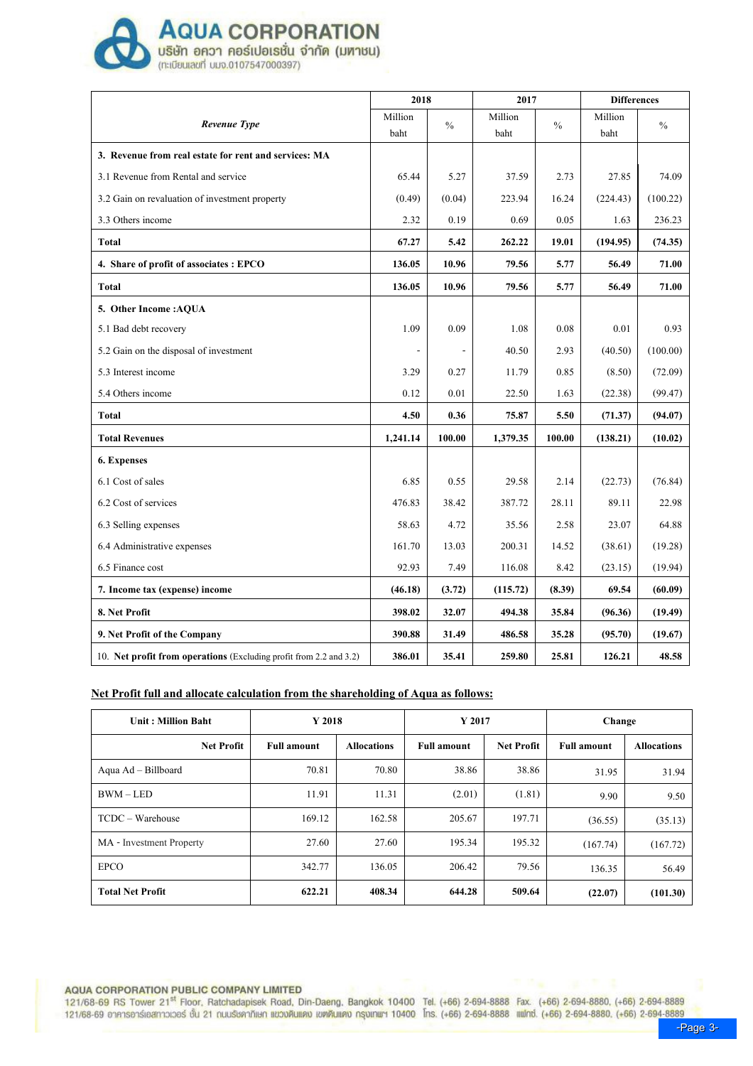| Revenue Type | 2018 | | 2017 | | Differences | |
|---|---|---|---|---|---|---|
| | Million baht | % | Million baht | % | Million baht | % |
| **3. Revenue from real estate for rent and services: MA** | | | | | | |
| 3.1 Revenue from Rental and service | 65.44 | 5.27 | 37.59 | 2.73 | 27.85 | 74.09 |
| 3.2 Gain on revaluation of investment property | (0.49) | (0.04) | 223.94 | 16.24 | (224.43) | (100.22) |
| 3.3 Others income | 2.32 | 0.19 | 0.69 | 0.05 | 1.63 | 236.23 |
| **Total** | **67.27** | **5.42** | **262.22** | **19.01** | **(194.95)** | **(74.35)** |
| **4. Share of profit of associates : EPCO** | **136.05** | **10.96** | **79.56** | **5.77** | **56.49** | **71.00** |
| **Total** | **136.05** | **10.96** | **79.56** | **5.77** | **56.49** | **71.00** |
| **5. Other Income :AQUA** | | | | | | |
| 5.1 Bad debt recovery | 1.09 | 0.09 | 1.08 | 0.08 | 0.01 | 0.93 |
| 5.2 Gain on the disposal of investment | - | - | 40.50 | 2.93 | (40.50) | (100.00) |
| 5.3 Interest income | 3.29 | 0.27 | 11.79 | 0.85 | (8.50) | (72.09) |
| 5.4 Others income | 0.12 | 0.01 | 22.50 | 1.63 | (22.38) | (99.47) |
| **Total** | **4.50** | **0.36** | **75.87** | **5.50** | **(71.37)** | **(94.07)** |
| **Total Revenues** | **1,241.14** | **100.00** | **1,379.35** | **100.00** | **(138.21)** | **(10.02)** |
| **6. Expenses** | | | | | | |
| 6.1 Cost of sales | 6.85 | 0.55 | 29.58 | 2.14 | (22.73) | (76.84) |
| 6.2 Cost of services | 476.83 | 38.42 | 387.72 | 28.11 | 89.11 | 22.98 |
| 6.3 Selling expenses | 58.63 | 4.72 | 35.56 | 2.58 | 23.07 | 64.88 |
| 6.4 Administrative expenses | 161.70 | 13.03 | 200.31 | 14.52 | (38.61) | (19.28) |
| 6.5 Finance cost | 92.93 | 7.49 | 116.08 | 8.42 | (23.15) | (19.94) |
| **7. Income tax (expense) income** | **(46.18)** | **(3.72)** | **(115.72)** | **(8.39)** | **69.54** | **(60.09)** |
| **8. Net Profit** | **398.02** | **32.07** | **494.38** | **35.84** | **(96.36)** | **(19.49)** |
| **9. Net Profit of the Company** | **390.88** | **31.49** | **486.58** | **35.28** | **(95.70)** | **(19.67)** |
| 10. **Net profit from operations** (Excluding profit from 2.2 and 3.2) | **386.01** | **35.41** | **259.80** | **25.81** | **126.21** | **48.58** |

**Net Profit full and allocate calculation from the shareholding of Aqua as follows:**

| Unit : Million Baht | Y 2018 | | Y 2017 | | Change | |
|---|---|---|---|---|---|---|
| Net Profit | Full amount | Allocations | Full amount | Net Profit | Full amount | Allocations |
| Aqua Ad – Billboard | 70.81 | 70.80 | 38.86 | 38.86 | 31.95 | 31.94 |
| BWM – LED | 11.91 | 11.31 | (2.01) | (1.81) | 9.90 | 9.50 |
| TCDC – Warehouse | 169.12 | 162.58 | 205.67 | 197.71 | (36.55) | (35.13) |
| MA - Investment Property | 27.60 | 27.60 | 195.34 | 195.32 | (167.74) | (167.72) |
| EPCO | 342.77 | 136.05 | 206.42 | 79.56 | 136.35 | 56.49 |
| **Total Net Profit** | **622.21** | **408.34** | **644.28** | **509.64** | **(22.07)** | **(101.30)** |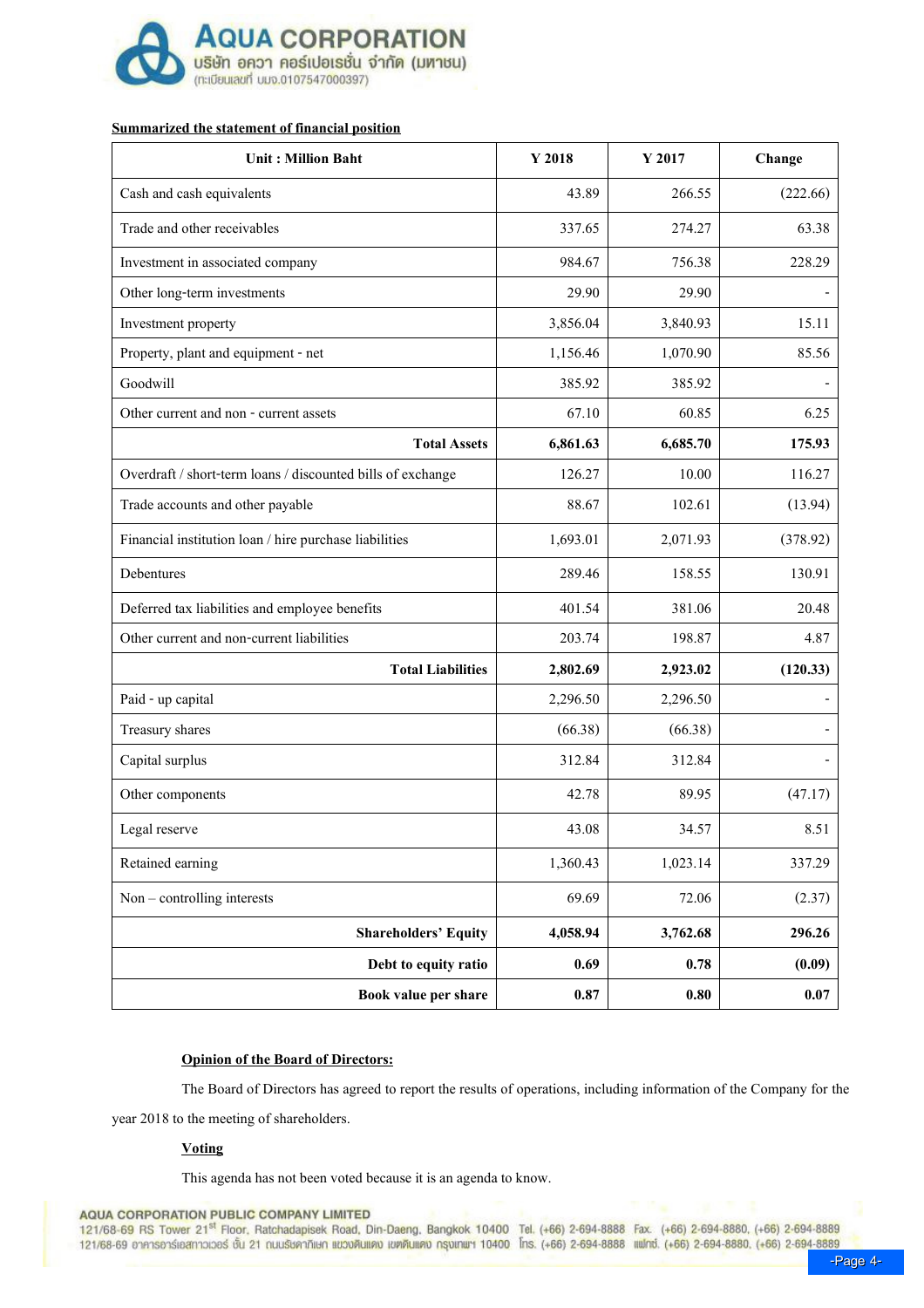**Summarized the statement of financial position**

| Unit : Million Baht | Y 2018 | Y 2017 | Change |
|---|---|---|---|
| Cash and cash equivalents | 43.89 | 266.55 | (222.66) |
| Trade and other receivables | 337.65 | 274.27 | 63.38 |
| Investment in associated company | 984.67 | 756.38 | 228.29 |
| Other long-term investments | 29.90 | 29.90 | - |
| Investment property | 3,856.04 | 3,840.93 | 15.11 |
| Property, plant and equipment - net | 1,156.46 | 1,070.90 | 85.56 |
| Goodwill | 385.92 | 385.92 | - |
| Other current and non - current assets | 67.10 | 60.85 | 6.25 |
| **Total Assets** | **6,861.63** | **6,685.70** | **175.93** |
| Overdraft / short-term loans / discounted bills of exchange | 126.27 | 10.00 | 116.27 |
| Trade accounts and other payable | 88.67 | 102.61 | (13.94) |
| Financial institution loan / hire purchase liabilities | 1,693.01 | 2,071.93 | (378.92) |
| Debentures | 289.46 | 158.55 | 130.91 |
| Deferred tax liabilities and employee benefits | 401.54 | 381.06 | 20.48 |
| Other current and non-current liabilities | 203.74 | 198.87 | 4.87 |
| **Total Liabilities** | **2,802.69** | **2,923.02** | **(120.33)** |
| Paid - up capital | 2,296.50 | 2,296.50 | - |
| Treasury shares | (66.38) | (66.38) | - |
| Capital surplus | 312.84 | 312.84 | - |
| Other components | 42.78 | 89.95 | (47.17) |
| Legal reserve | 43.08 | 34.57 | 8.51 |
| Retained earning | 1,360.43 | 1,023.14 | 337.29 |
| Non – controlling interests | 69.69 | 72.06 | (2.37) |
| **Shareholders' Equity** | **4,058.94** | **3,762.68** | **296.26** |
| **Debt to equity ratio** | **0.69** | **0.78** | **(0.09)** |
| **Book value per share** | **0.87** | **0.80** | **0.07** |

**Opinion of the Board of Directors:**

The Board of Directors has agreed to report the results of operations, including information of the Company for the year 2018 to the meeting of shareholders.

**Voting**

This agenda has not been voted because it is an agenda to know.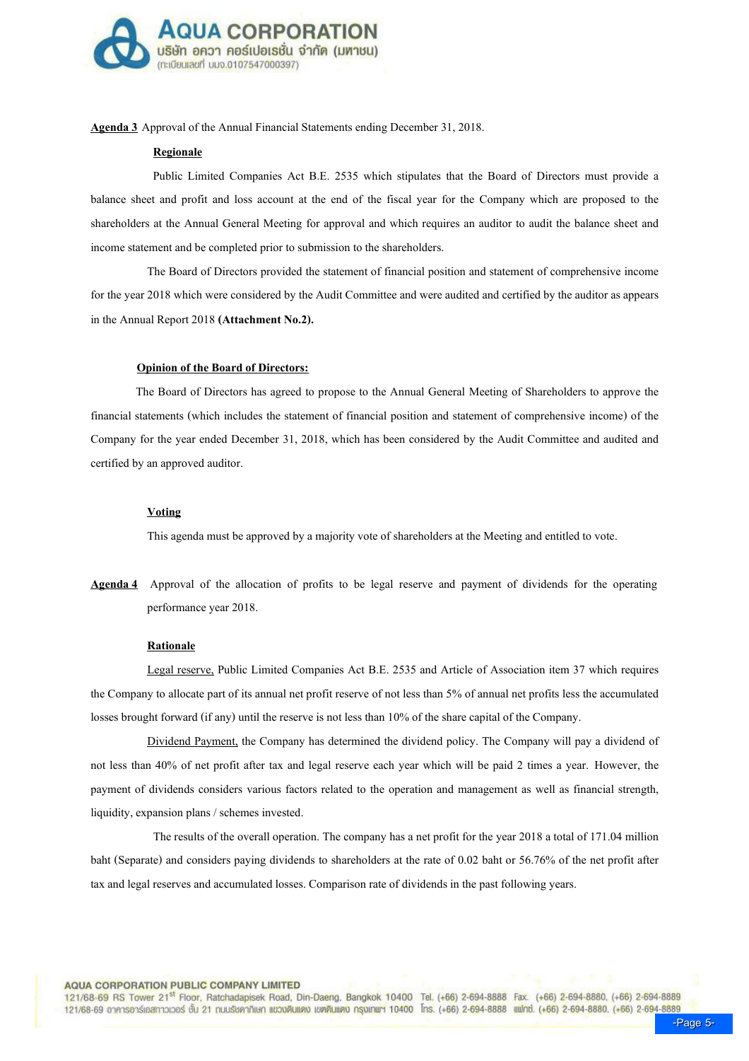**Agenda 3** Approval of the Annual Financial Statements ending December 31, 2018.

**Regionale**

Public Limited Companies Act B.E. 2535 which stipulates that the Board of Directors must provide a balance sheet and profit and loss account at the end of the fiscal year for the Company which are proposed to the shareholders at the Annual General Meeting for approval and which requires an auditor to audit the balance sheet and income statement and be completed prior to submission to the shareholders.

The Board of Directors provided the statement of financial position and statement of comprehensive income for the year 2018 which were considered by the Audit Committee and were audited and certified by the auditor as appears in the Annual Report 2018 **(Attachment No.2).**

**Opinion of the Board of Directors:**

The Board of Directors has agreed to propose to the Annual General Meeting of Shareholders to approve the financial statements (which includes the statement of financial position and statement of comprehensive income) of the Company for the year ended December 31, 2018, which has been considered by the Audit Committee and audited and certified by an approved auditor.

**Voting**

This agenda must be approved by a majority vote of shareholders at the Meeting and entitled to vote.

**Agenda 4** Approval of the allocation of profits to be legal reserve and payment of dividends for the operating performance year 2018.

**Rationale**

Legal reserve, Public Limited Companies Act B.E. 2535 and Article of Association item 37 which requires the Company to allocate part of its annual net profit reserve of not less than 5% of annual net profits less the accumulated losses brought forward (if any) until the reserve is not less than 10% of the share capital of the Company.

Dividend Payment, the Company has determined the dividend policy. The Company will pay a dividend of not less than 40% of net profit after tax and legal reserve each year which will be paid 2 times a year. However, the payment of dividends considers various factors related to the operation and management as well as financial strength, liquidity, expansion plans / schemes invested.

The results of the overall operation. The company has a net profit for the year 2018 a total of 171.04 million baht (Separate) and considers paying dividends to shareholders at the rate of 0.02 baht or 56.76% of the net profit after tax and legal reserves and accumulated losses. Comparison rate of dividends in the past following years.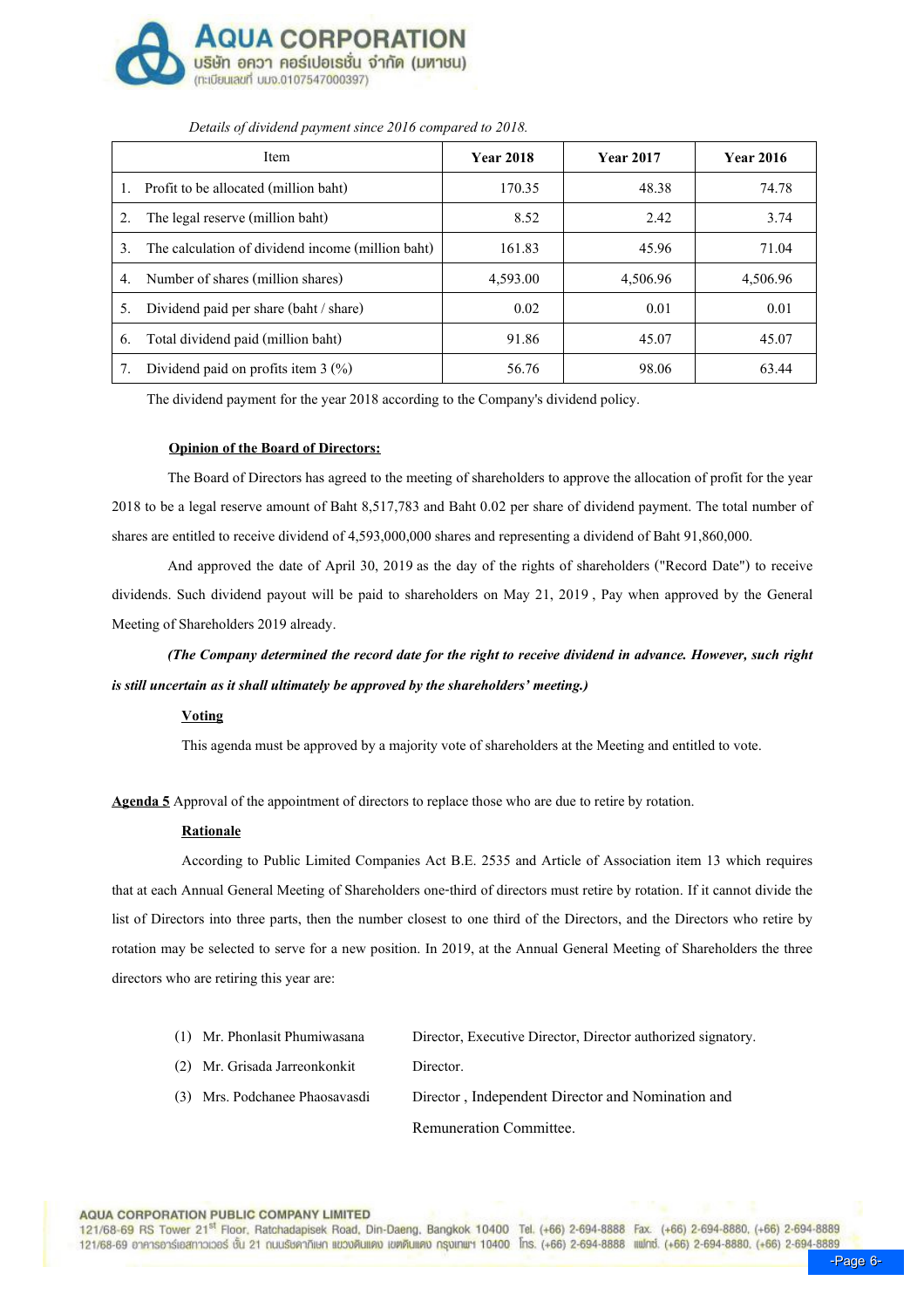*Details of dividend payment since 2016 compared to 2018.*

| Item | Year 2018 | Year 2017 | Year 2016 |
|---|---|---|---|
| 1. Profit to be allocated (million baht) | 170.35 | 48.38 | 74.78 |
| 2. The legal reserve (million baht) | 8.52 | 2.42 | 3.74 |
| 3. The calculation of dividend income (million baht) | 161.83 | 45.96 | 71.04 |
| 4. Number of shares (million shares) | 4,593.00 | 4,506.96 | 4,506.96 |
| 5. Dividend paid per share (baht / share) | 0.02 | 0.01 | 0.01 |
| 6. Total dividend paid (million baht) | 91.86 | 45.07 | 45.07 |
| 7. Dividend paid on profits item 3 (%) | 56.76 | 98.06 | 63.44 |

The dividend payment for the year 2018 according to the Company's dividend policy.

**Opinion of the Board of Directors:**

The Board of Directors has agreed to the meeting of shareholders to approve the allocation of profit for the year 2018 to be a legal reserve amount of Baht 8,517,783 and Baht 0.02 per share of dividend payment. The total number of shares are entitled to receive dividend of 4,593,000,000 shares and representing a dividend of Baht 91,860,000.

And approved the date of April 30, 2019 as the day of the rights of shareholders ("Record Date") to receive dividends. Such dividend payout will be paid to shareholders on May 21, 2019 , Pay when approved by the General Meeting of Shareholders 2019 already.

***(The Company determined the record date for the right to receive dividend in advance. However, such right is still uncertain as it shall ultimately be approved by the shareholders' meeting.)***

**Voting**

This agenda must be approved by a majority vote of shareholders at the Meeting and entitled to vote.

**Agenda 5** Approval of the appointment of directors to replace those who are due to retire by rotation.

**Rationale**

According to Public Limited Companies Act B.E. 2535 and Article of Association item 13 which requires that at each Annual General Meeting of Shareholders one-third of directors must retire by rotation. If it cannot divide the list of Directors into three parts, then the number closest to one third of the Directors, and the Directors who retire by rotation may be selected to serve for a new position. In 2019, at the Annual General Meeting of Shareholders the three directors who are retiring this year are:

(1) Mr. Phonlasit Phumiwasana — Director, Executive Director, Director authorized signatory.

(2) Mr. Grisada Jarreonkonkit — Director.

(3) Mrs. Podchanee Phaosavasdi — Director , Independent Director and Nomination and Remuneration Committee.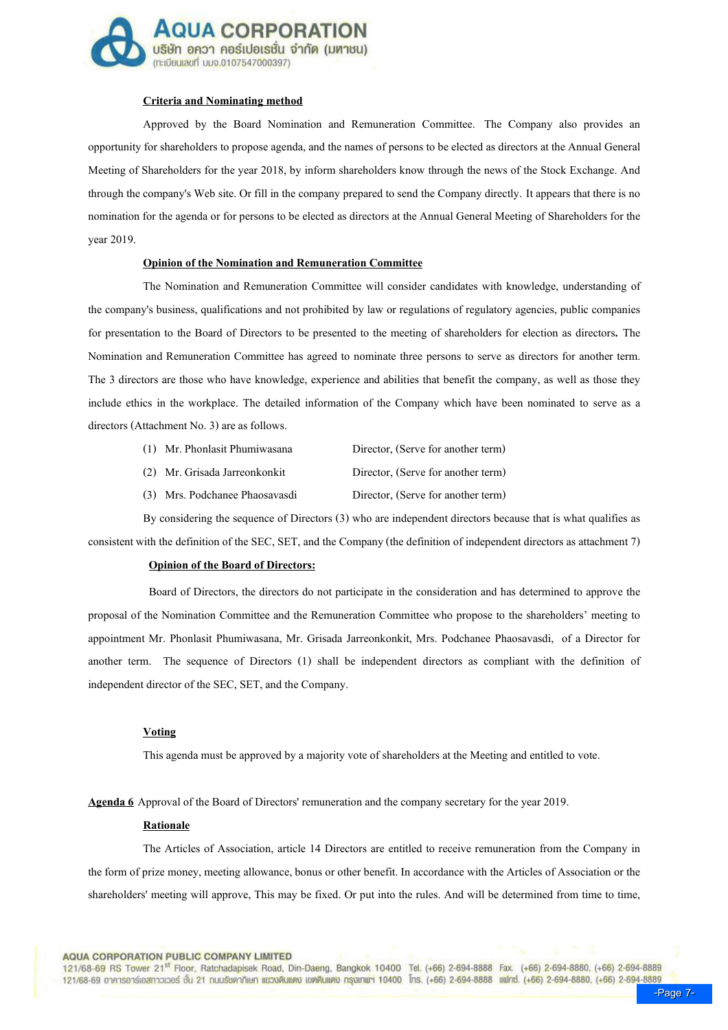**Criteria and Nominating method**

Approved by the Board Nomination and Remuneration Committee. The Company also provides an opportunity for shareholders to propose agenda, and the names of persons to be elected as directors at the Annual General Meeting of Shareholders for the year 2018, by inform shareholders know through the news of the Stock Exchange. And through the company's Web site. Or fill in the company prepared to send the Company directly. It appears that there is no nomination for the agenda or for persons to be elected as directors at the Annual General Meeting of Shareholders for the year 2019.

**Opinion of the Nomination and Remuneration Committee**

The Nomination and Remuneration Committee will consider candidates with knowledge, understanding of the company's business, qualifications and not prohibited by law or regulations of regulatory agencies, public companies for presentation to the Board of Directors to be presented to the meeting of shareholders for election as directors**.** The Nomination and Remuneration Committee has agreed to nominate three persons to serve as directors for another term. The 3 directors are those who have knowledge, experience and abilities that benefit the company, as well as those they include ethics in the workplace. The detailed information of the Company which have been nominated to serve as a directors (Attachment No. 3) are as follows.

(1) Mr. Phonlasit Phumiwasana — Director, (Serve for another term)

(2) Mr. Grisada Jarreonkonkit — Director, (Serve for another term)

(3) Mrs. Podchanee Phaosavasdi — Director, (Serve for another term)

By considering the sequence of Directors (3) who are independent directors because that is what qualifies as consistent with the definition of the SEC, SET, and the Company (the definition of independent directors as attachment 7)

**Opinion of the Board of Directors:**

Board of Directors, the directors do not participate in the consideration and has determined to approve the proposal of the Nomination Committee and the Remuneration Committee who propose to the shareholders' meeting to appointment Mr. Phonlasit Phumiwasana, Mr. Grisada Jarreonkonkit, Mrs. Podchanee Phaosavasdi, of a Director for another term. The sequence of Directors (1) shall be independent directors as compliant with the definition of independent director of the SEC, SET, and the Company.

**Voting**

This agenda must be approved by a majority vote of shareholders at the Meeting and entitled to vote.

**Agenda 6** Approval of the Board of Directors' remuneration and the company secretary for the year 2019.

**Rationale**

The Articles of Association, article 14 Directors are entitled to receive remuneration from the Company in the form of prize money, meeting allowance, bonus or other benefit. In accordance with the Articles of Association or the shareholders' meeting will approve, This may be fixed. Or put into the rules. And will be determined from time to time,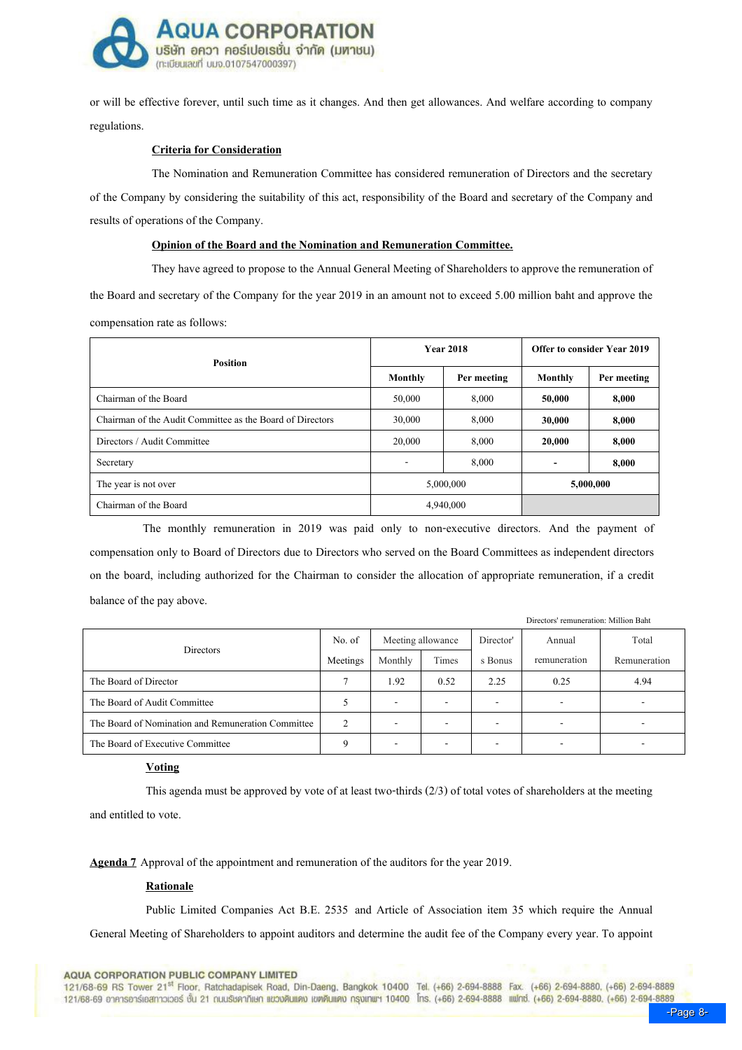or will be effective forever, until such time as it changes. And then get allowances. And welfare according to company regulations.

**Criteria for Consideration**

The Nomination and Remuneration Committee has considered remuneration of Directors and the secretary of the Company by considering the suitability of this act, responsibility of the Board and secretary of the Company and results of operations of the Company.

**Opinion of the Board and the Nomination and Remuneration Committee.**

They have agreed to propose to the Annual General Meeting of Shareholders to approve the remuneration of the Board and secretary of the Company for the year 2019 in an amount not to exceed 5.00 million baht and approve the compensation rate as follows:

| Position | Year 2018 | | Offer to consider Year 2019 | |
|---|---|---|---|---|
| | Monthly | Per meeting | Monthly | Per meeting |
| Chairman of the Board | 50,000 | 8,000 | **50,000** | **8,000** |
| Chairman of the Audit Committee as the Board of Directors | 30,000 | 8,000 | **30,000** | **8,000** |
| Directors / Audit Committee | 20,000 | 8,000 | **20,000** | **8,000** |
| Secretary | - | 8,000 | **-** | **8,000** |
| The year is not over | 5,000,000 | | **5,000,000** | |
| Chairman of the Board | 4,940,000 | | | |

The monthly remuneration in 2019 was paid only to non-executive directors. And the payment of compensation only to Board of Directors due to Directors who served on the Board Committees as independent directors on the board, including authorized for the Chairman to consider the allocation of appropriate remuneration, if a credit balance of the pay above.

Directors' remuneration: Million Baht

| Directors | No. of Meetings | Meeting allowance | | Director's Bonus | Annual remuneration | Total Remuneration |
|---|---|---|---|---|---|---|
| | | Monthly | Times | | | |
| The Board of Director | 7 | 1.92 | 0.52 | 2.25 | 0.25 | 4.94 |
| The Board of Audit Committee | 5 | - | - | - | - | - |
| The Board of Nomination and Remuneration Committee | 2 | - | - | - | - | - |
| The Board of Executive Committee | 9 | - | - | - | - | - |

**Voting**

This agenda must be approved by vote of at least two-thirds (2/3) of total votes of shareholders at the meeting and entitled to vote.

**Agenda 7** Approval of the appointment and remuneration of the auditors for the year 2019.

**Rationale**

Public Limited Companies Act B.E. 2535 and Article of Association item 35 which require the Annual General Meeting of Shareholders to appoint auditors and determine the audit fee of the Company every year. To appoint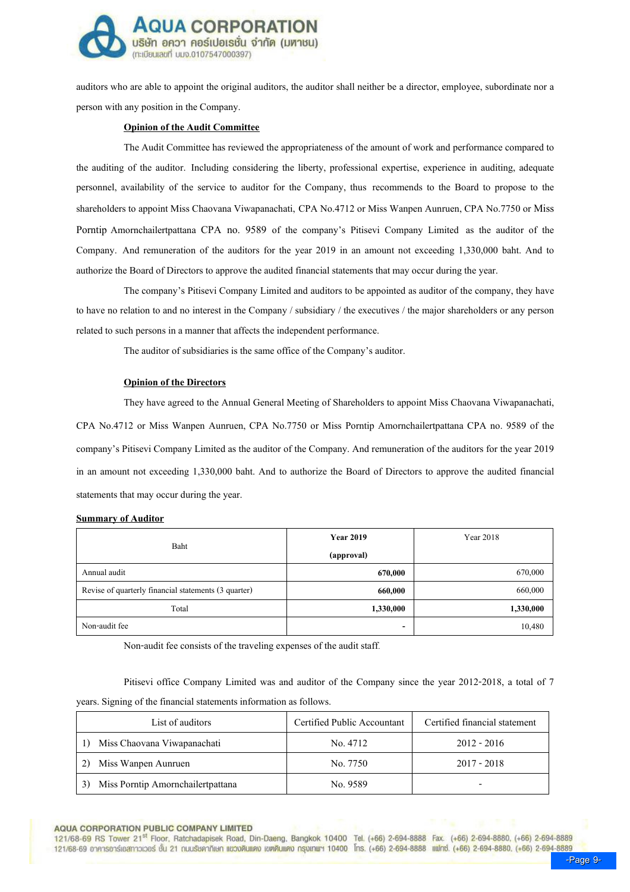auditors who are able to appoint the original auditors, the auditor shall neither be a director, employee, subordinate nor a person with any position in the Company.

**Opinion of the Audit Committee**

The Audit Committee has reviewed the appropriateness of the amount of work and performance compared to the auditing of the auditor. Including considering the liberty, professional expertise, experience in auditing, adequate personnel, availability of the service to auditor for the Company, thus recommends to the Board to propose to the shareholders to appoint Miss Chaovana Viwapanachati, CPA No.4712 or Miss Wanpen Aunruen, CPA No.7750 or Miss Porntip Amornchailertpattana CPA no. 9589 of the company's Pitisevi Company Limited as the auditor of the Company. And remuneration of the auditors for the year 2019 in an amount not exceeding 1,330,000 baht. And to authorize the Board of Directors to approve the audited financial statements that may occur during the year.

The company's Pitisevi Company Limited and auditors to be appointed as auditor of the company, they have to have no relation to and no interest in the Company / subsidiary / the executives / the major shareholders or any person related to such persons in a manner that affects the independent performance.

The auditor of subsidiaries is the same office of the Company's auditor.

**Opinion of the Directors**

They have agreed to the Annual General Meeting of Shareholders to appoint Miss Chaovana Viwapanachati, CPA No.4712 or Miss Wanpen Aunruen, CPA No.7750 or Miss Porntip Amornchailertpattana CPA no. 9589 of the company's Pitisevi Company Limited as the auditor of the Company. And remuneration of the auditors for the year 2019 in an amount not exceeding 1,330,000 baht. And to authorize the Board of Directors to approve the audited financial statements that may occur during the year.

**Summary of Auditor**

| Baht | **Year 2019 (approval)** | Year 2018 |
|---|---|---|
| Annual audit | **670,000** | 670,000 |
| Revise of quarterly financial statements (3 quarter) | **660,000** | 660,000 |
| Total | **1,330,000** | **1,330,000** |
| Non-audit fee | - | 10,480 |

Non-audit fee consists of the traveling expenses of the audit staff.

Pitisevi office Company Limited was and auditor of the Company since the year 2012-2018, a total of 7 years. Signing of the financial statements information as follows.

| List of auditors | Certified Public Accountant | Certified financial statement |
|---|---|---|
| 1) Miss Chaovana Viwapanachati | No. 4712 | 2012 - 2016 |
| 2) Miss Wanpen Aunruen | No. 7750 | 2017 - 2018 |
| 3) Miss Porntip Amornchailertpattana | No. 9589 | - |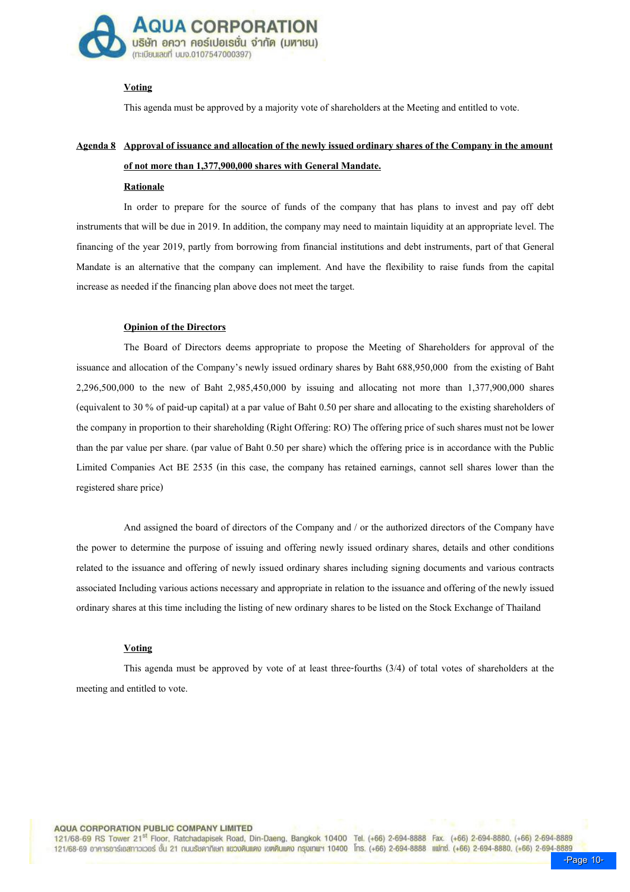**Voting**

This agenda must be approved by a majority vote of shareholders at the Meeting and entitled to vote.

**Agenda 8 Approval of issuance and allocation of the newly issued ordinary shares of the Company in the amount of not more than 1,377,900,000 shares with General Mandate.**

**Rationale**

In order to prepare for the source of funds of the company that has plans to invest and pay off debt instruments that will be due in 2019. In addition, the company may need to maintain liquidity at an appropriate level. The financing of the year 2019, partly from borrowing from financial institutions and debt instruments, part of that General Mandate is an alternative that the company can implement. And have the flexibility to raise funds from the capital increase as needed if the financing plan above does not meet the target.

**Opinion of the Directors**

The Board of Directors deems appropriate to propose the Meeting of Shareholders for approval of the issuance and allocation of the Company's newly issued ordinary shares by Baht 688,950,000 from the existing of Baht 2,296,500,000 to the new of Baht 2,985,450,000 by issuing and allocating not more than 1,377,900,000 shares (equivalent to 30 % of paid-up capital) at a par value of Baht 0.50 per share and allocating to the existing shareholders of the company in proportion to their shareholding (Right Offering: RO) The offering price of such shares must not be lower than the par value per share. (par value of Baht 0.50 per share) which the offering price is in accordance with the Public Limited Companies Act BE 2535 (in this case, the company has retained earnings, cannot sell shares lower than the registered share price)

And assigned the board of directors of the Company and / or the authorized directors of the Company have the power to determine the purpose of issuing and offering newly issued ordinary shares, details and other conditions related to the issuance and offering of newly issued ordinary shares including signing documents and various contracts associated Including various actions necessary and appropriate in relation to the issuance and offering of the newly issued ordinary shares at this time including the listing of new ordinary shares to be listed on the Stock Exchange of Thailand

**Voting**

This agenda must be approved by vote of at least three-fourths (3/4) of total votes of shareholders at the meeting and entitled to vote.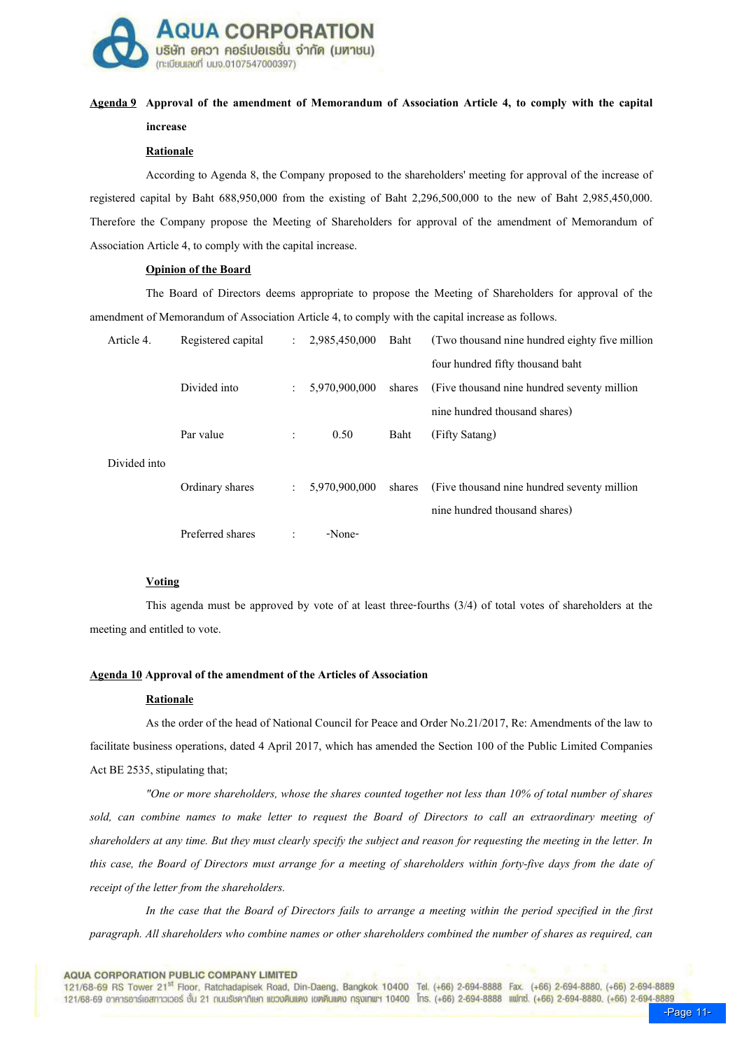**<u>Agenda 9</u> Approval of the amendment of Memorandum of Association Article 4, to comply with the capital increase**

**<u>Rationale</u>**

According to Agenda 8, the Company proposed to the shareholders' meeting for approval of the increase of registered capital by Baht 688,950,000 from the existing of Baht 2,296,500,000 to the new of Baht 2,985,450,000. Therefore the Company propose the Meeting of Shareholders for approval of the amendment of Memorandum of Association Article 4, to comply with the capital increase.

**<u>Opinion of the Board</u>**

The Board of Directors deems appropriate to propose the Meeting of Shareholders for approval of the amendment of Memorandum of Association Article 4, to comply with the capital increase as follows.

| | | | | | |
|---|---|---|---|---|---|
| Article 4. | Registered capital | : | 2,985,450,000 | Baht | (Two thousand nine hundred eighty five million four hundred fifty thousand baht |
| | Divided into | : | 5,970,900,000 | shares | (Five thousand nine hundred seventy million nine hundred thousand shares) |
| | Par value | : | 0.50 | Baht | (Fifty Satang) |
| Divided into | | | | | |
| | Ordinary shares | : | 5,970,900,000 | shares | (Five thousand nine hundred seventy million nine hundred thousand shares) |
| | Preferred shares | : | -None- | | |

**<u>Voting</u>**

This agenda must be approved by vote of at least three-fourths (3/4) of total votes of shareholders at the meeting and entitled to vote.

**<u>Agenda 10</u> Approval of the amendment of the Articles of Association**

**<u>Rationale</u>**

As the order of the head of National Council for Peace and Order No.21/2017, Re: Amendments of the law to facilitate business operations, dated 4 April 2017, which has amended the Section 100 of the Public Limited Companies Act BE 2535, stipulating that;

*"One or more shareholders, whose the shares counted together not less than 10% of total number of shares sold, can combine names to make letter to request the Board of Directors to call an extraordinary meeting of shareholders at any time. But they must clearly specify the subject and reason for requesting the meeting in the letter. In this case, the Board of Directors must arrange for a meeting of shareholders within forty-five days from the date of receipt of the letter from the shareholders.*

*In the case that the Board of Directors fails to arrange a meeting within the period specified in the first paragraph. All shareholders who combine names or other shareholders combined the number of shares as required, can*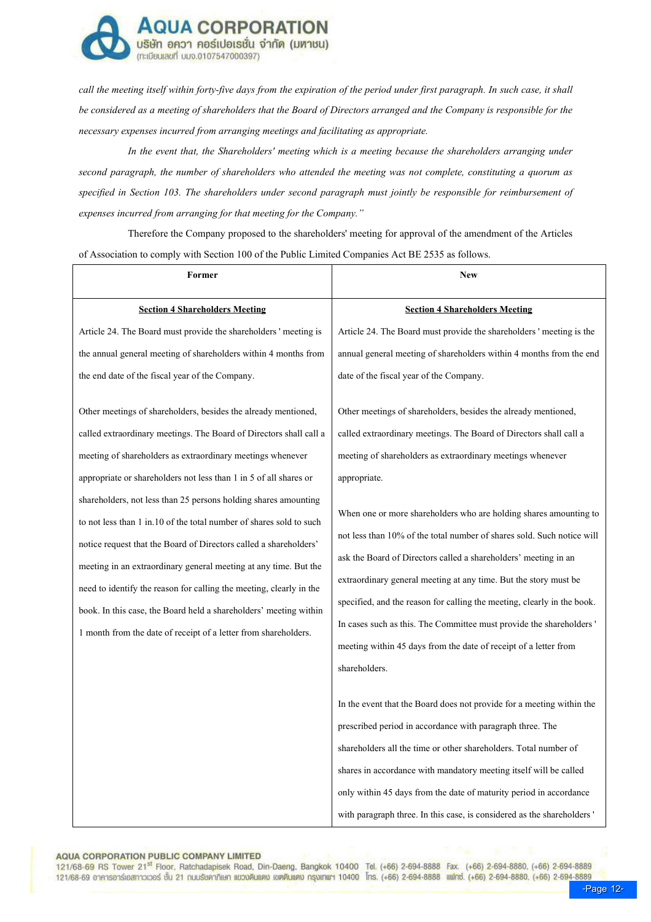*call the meeting itself within forty-five days from the expiration of the period under first paragraph. In such case, it shall be considered as a meeting of shareholders that the Board of Directors arranged and the Company is responsible for the necessary expenses incurred from arranging meetings and facilitating as appropriate.*

*In the event that, the Shareholders' meeting which is a meeting because the shareholders arranging under second paragraph, the number of shareholders who attended the meeting was not complete, constituting a quorum as specified in Section 103. The shareholders under second paragraph must jointly be responsible for reimbursement of expenses incurred from arranging for that meeting for the Company."*

Therefore the Company proposed to the shareholders' meeting for approval of the amendment of the Articles of Association to comply with Section 100 of the Public Limited Companies Act BE 2535 as follows.

| Former | New |
|---|---|
| **Section 4 Shareholders Meeting** | **Section 4 Shareholders Meeting** |
| Article 24. The Board must provide the shareholders ' meeting is the annual general meeting of shareholders within 4 months from the end date of the fiscal year of the Company.<br><br>Other meetings of shareholders, besides the already mentioned, called extraordinary meetings. The Board of Directors shall call a meeting of shareholders as extraordinary meetings whenever appropriate or shareholders not less than 1 in 5 of all shares or shareholders, not less than 25 persons holding shares amounting to not less than 1 in.10 of the total number of shares sold to such notice request that the Board of Directors called a shareholders' meeting in an extraordinary general meeting at any time. But the need to identify the reason for calling the meeting, clearly in the book. In this case, the Board held a shareholders' meeting within 1 month from the date of receipt of a letter from shareholders. | Article 24. The Board must provide the shareholders ' meeting is the annual general meeting of shareholders within 4 months from the end date of the fiscal year of the Company.<br><br>Other meetings of shareholders, besides the already mentioned, called extraordinary meetings. The Board of Directors shall call a meeting of shareholders as extraordinary meetings whenever appropriate.<br><br>When one or more shareholders who are holding shares amounting to not less than 10% of the total number of shares sold. Such notice will ask the Board of Directors called a shareholders' meeting in an extraordinary general meeting at any time. But the story must be specified, and the reason for calling the meeting, clearly in the book. In cases such as this. The Committee must provide the shareholders ' meeting within 45 days from the date of receipt of a letter from shareholders.<br><br>In the event that the Board does not provide for a meeting within the prescribed period in accordance with paragraph three. The shareholders all the time or other shareholders. Total number of shares in accordance with mandatory meeting itself will be called only within 45 days from the date of maturity period in accordance with paragraph three. In this case, is considered as the shareholders ' |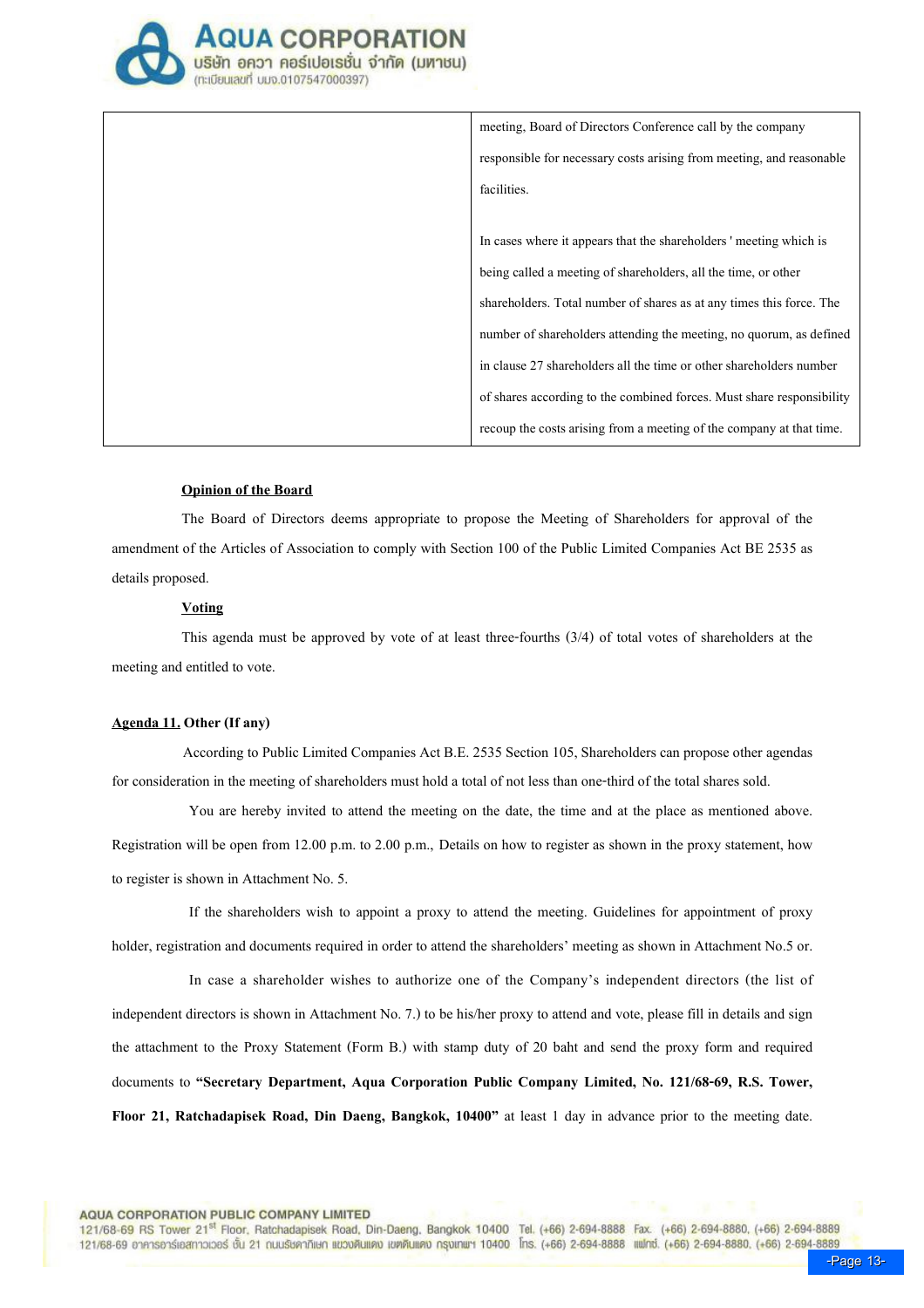| | meeting, Board of Directors Conference call by the company responsible for necessary costs arising from meeting, and reasonable facilities.<br><br>In cases where it appears that the shareholders ' meeting which is being called a meeting of shareholders, all the time, or other shareholders. Total number of shares as at any times this force. The number of shareholders attending the meeting, no quorum, as defined in clause 27 shareholders all the time or other shareholders number of shares according to the combined forces. Must share responsibility recoup the costs arising from a meeting of the company at that time. |
|---|---|

**Opinion of the Board**

The Board of Directors deems appropriate to propose the Meeting of Shareholders for approval of the amendment of the Articles of Association to comply with Section 100 of the Public Limited Companies Act BE 2535 as details proposed.

**Voting**

This agenda must be approved by vote of at least three-fourths (3/4) of total votes of shareholders at the meeting and entitled to vote.

**Agenda 11. Other (If any)**

According to Public Limited Companies Act B.E. 2535 Section 105, Shareholders can propose other agendas for consideration in the meeting of shareholders must hold a total of not less than one-third of the total shares sold.

You are hereby invited to attend the meeting on the date, the time and at the place as mentioned above. Registration will be open from 12.00 p.m. to 2.00 p.m., Details on how to register as shown in the proxy statement, how to register is shown in Attachment No. 5.

If the shareholders wish to appoint a proxy to attend the meeting. Guidelines for appointment of proxy holder, registration and documents required in order to attend the shareholders' meeting as shown in Attachment No.5 or.

In case a shareholder wishes to authorize one of the Company's independent directors (the list of independent directors is shown in Attachment No. 7.) to be his/her proxy to attend and vote, please fill in details and sign the attachment to the Proxy Statement (Form B.) with stamp duty of 20 baht and send the proxy form and required documents to **"Secretary Department, Aqua Corporation Public Company Limited, No. 121/68-69, R.S. Tower, Floor 21, Ratchadapisek Road, Din Daeng, Bangkok, 10400"** at least 1 day in advance prior to the meeting date.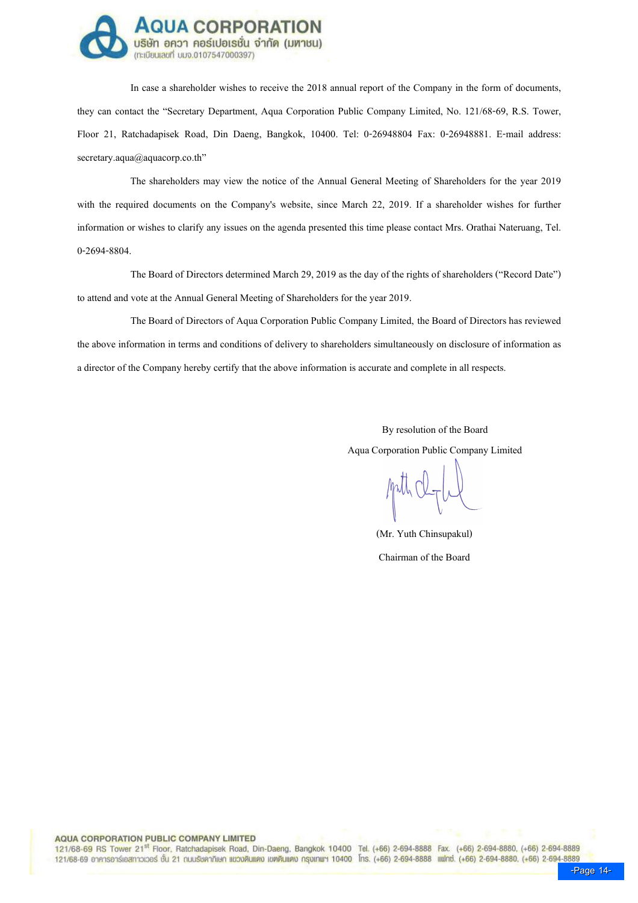In case a shareholder wishes to receive the 2018 annual report of the Company in the form of documents, they can contact the "Secretary Department, Aqua Corporation Public Company Limited, No. 121/68-69, R.S. Tower, Floor 21, Ratchadapisek Road, Din Daeng, Bangkok, 10400. Tel: 0-26948804 Fax: 0-26948881. E-mail address: secretary.aqua@aquacorp.co.th"

The shareholders may view the notice of the Annual General Meeting of Shareholders for the year 2019 with the required documents on the Company's website, since March 22, 2019. If a shareholder wishes for further information or wishes to clarify any issues on the agenda presented this time please contact Mrs. Orathai Nateruang, Tel. 0-2694-8804.

The Board of Directors determined March 29, 2019 as the day of the rights of shareholders ("Record Date") to attend and vote at the Annual General Meeting of Shareholders for the year 2019.

The Board of Directors of Aqua Corporation Public Company Limited, the Board of Directors has reviewed the above information in terms and conditions of delivery to shareholders simultaneously on disclosure of information as a director of the Company hereby certify that the above information is accurate and complete in all respects.

By resolution of the Board

Aqua Corporation Public Company Limited

(Mr. Yuth Chinsupakul)

Chairman of the Board